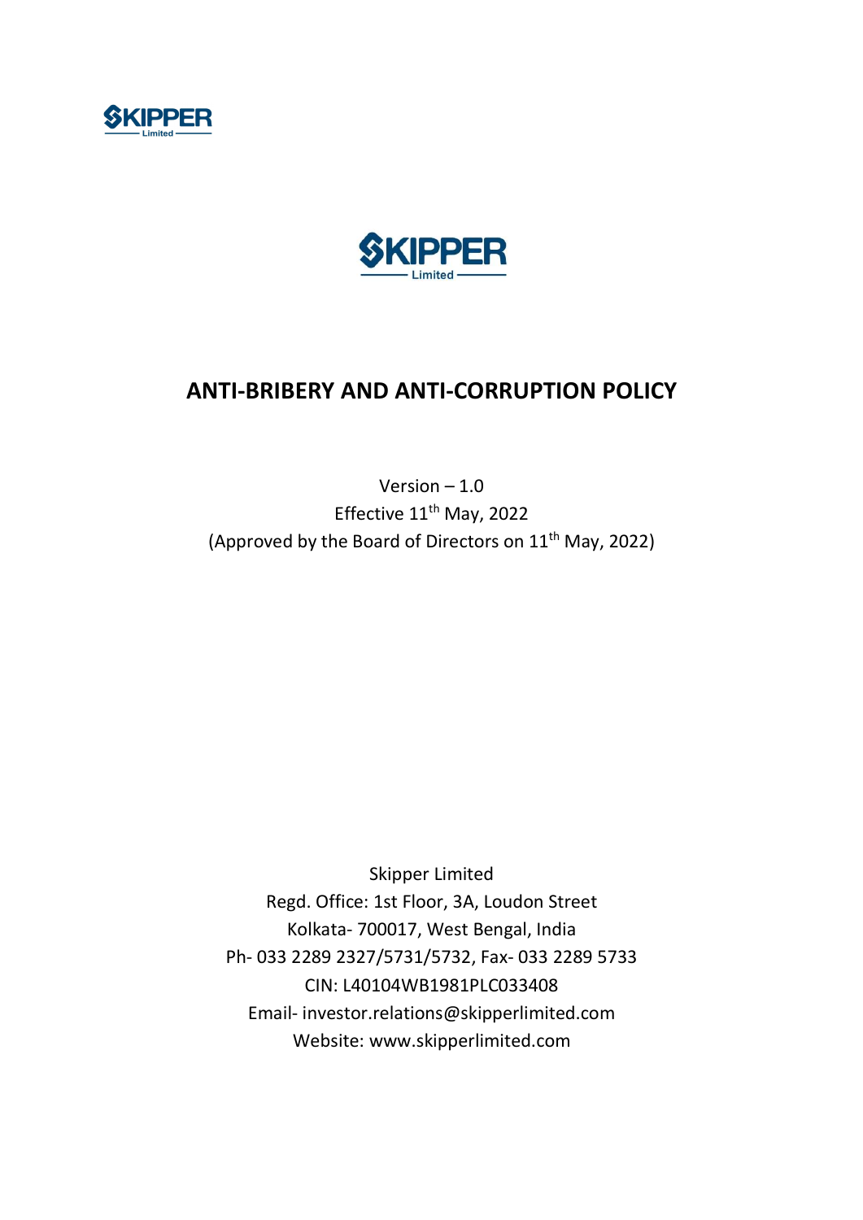# ANTI-BRIBERY AND ANTI-CORRUPTION POLICY

Version – 1.0

Effective 11th May, 2022

(Approved by the Board of Directors on 11th May, 2022)

Skipper Limited

Regd. Office: 1st Floor, 3A, Loudon Street

Kolkata- 700017, West Bengal, India

Ph- 033 2289 2327/5731/5732, Fax- 033 2289 5733

CIN: L40104WB1981PLC033408

Email- investor.relations@skipperlimited.com

Website: www.skipperlimited.com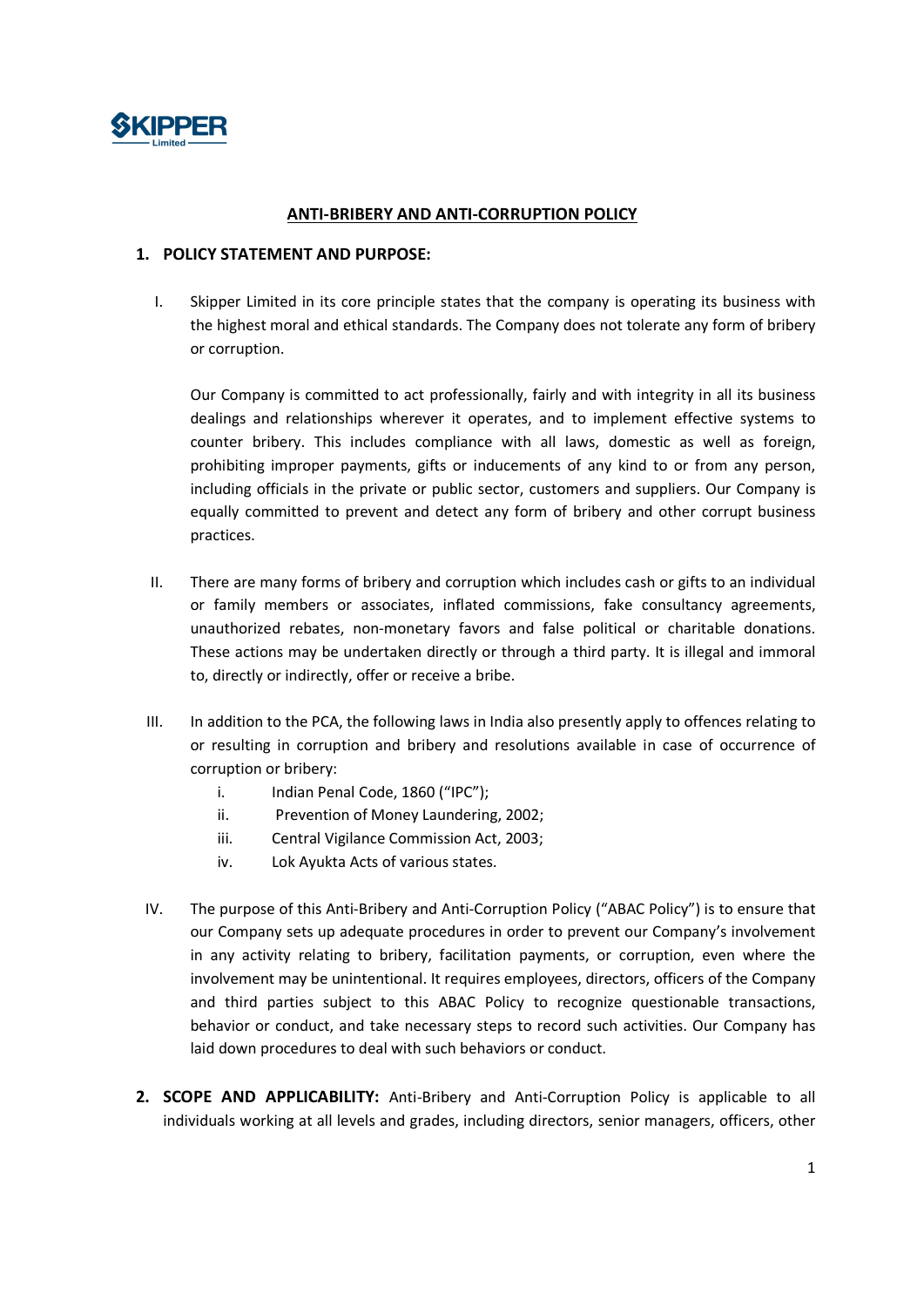**SKIPPER Limited**

## ANTI-BRIBERY AND ANTI-CORRUPTION POLICY

### 1. POLICY STATEMENT AND PURPOSE:

I. Skipper Limited in its core principle states that the company is operating its business with the highest moral and ethical standards. The Company does not tolerate any form of bribery or corruption.

   Our Company is committed to act professionally, fairly and with integrity in all its business dealings and relationships wherever it operates, and to implement effective systems to counter bribery. This includes compliance with all laws, domestic as well as foreign, prohibiting improper payments, gifts or inducements of any kind to or from any person, including officials in the private or public sector, customers and suppliers. Our Company is equally committed to prevent and detect any form of bribery and other corrupt business practices.

II. There are many forms of bribery and corruption which includes cash or gifts to an individual or family members or associates, inflated commissions, fake consultancy agreements, unauthorized rebates, non-monetary favors and false political or charitable donations. These actions may be undertaken directly or through a third party. It is illegal and immoral to, directly or indirectly, offer or receive a bribe.

III. In addition to the PCA, the following laws in India also presently apply to offences relating to or resulting in corruption and bribery and resolutions available in case of occurrence of corruption or bribery:
   i. Indian Penal Code, 1860 ("IPC");
   ii. Prevention of Money Laundering, 2002;
   iii. Central Vigilance Commission Act, 2003;
   iv. Lok Ayukta Acts of various states.

IV. The purpose of this Anti-Bribery and Anti-Corruption Policy ("ABAC Policy") is to ensure that our Company sets up adequate procedures in order to prevent our Company's involvement in any activity relating to bribery, facilitation payments, or corruption, even where the involvement may be unintentional. It requires employees, directors, officers of the Company and third parties subject to this ABAC Policy to recognize questionable transactions, behavior or conduct, and take necessary steps to record such activities. Our Company has laid down procedures to deal with such behaviors or conduct.

**2. SCOPE AND APPLICABILITY:** Anti-Bribery and Anti-Corruption Policy is applicable to all individuals working at all levels and grades, including directors, senior managers, officers, other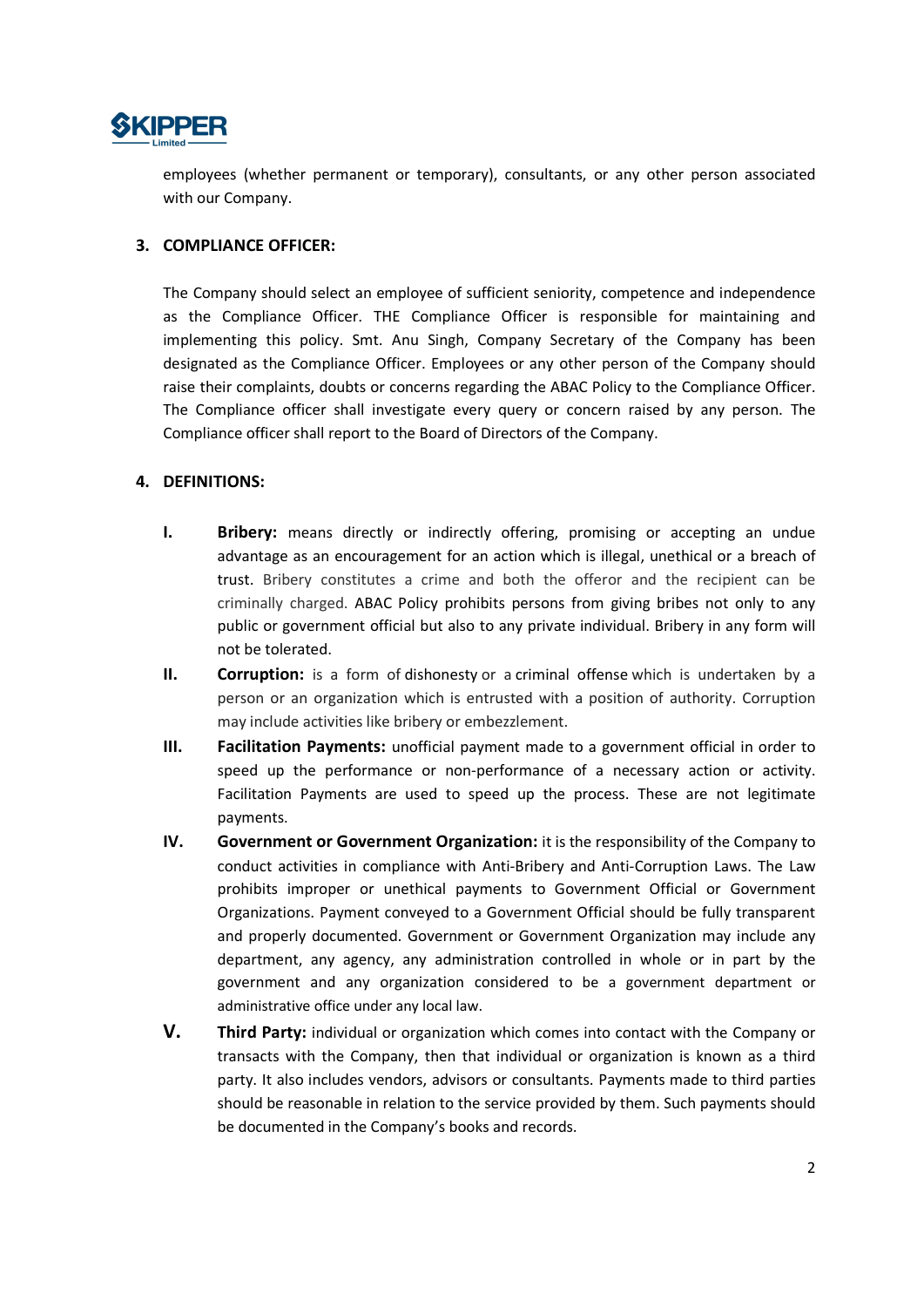employees (whether permanent or temporary), consultants, or any other person associated with our Company.

## 3. COMPLIANCE OFFICER:

The Company should select an employee of sufficient seniority, competence and independence as the Compliance Officer. THE Compliance Officer is responsible for maintaining and implementing this policy. Smt. Anu Singh, Company Secretary of the Company has been designated as the Compliance Officer. Employees or any other person of the Company should raise their complaints, doubts or concerns regarding the ABAC Policy to the Compliance Officer. The Compliance officer shall investigate every query or concern raised by any person. The Compliance officer shall report to the Board of Directors of the Company.

## 4. DEFINITIONS:

**I.** **Bribery:** means directly or indirectly offering, promising or accepting an undue advantage as an encouragement for an action which is illegal, unethical or a breach of trust. Bribery constitutes a crime and both the offeror and the recipient can be criminally charged. ABAC Policy prohibits persons from giving bribes not only to any public or government official but also to any private individual. Bribery in any form will not be tolerated.

**II.** **Corruption:** is a form of dishonesty or a criminal offense which is undertaken by a person or an organization which is entrusted with a position of authority. Corruption may include activities like bribery or embezzlement.

**III.** **Facilitation Payments:** unofficial payment made to a government official in order to speed up the performance or non-performance of a necessary action or activity. Facilitation Payments are used to speed up the process. These are not legitimate payments.

**IV.** **Government or Government Organization:** it is the responsibility of the Company to conduct activities in compliance with Anti-Bribery and Anti-Corruption Laws. The Law prohibits improper or unethical payments to Government Official or Government Organizations. Payment conveyed to a Government Official should be fully transparent and properly documented. Government or Government Organization may include any department, any agency, any administration controlled in whole or in part by the government and any organization considered to be a government department or administrative office under any local law.

**V.** **Third Party:** individual or organization which comes into contact with the Company or transacts with the Company, then that individual or organization is known as a third party. It also includes vendors, advisors or consultants. Payments made to third parties should be reasonable in relation to the service provided by them. Such payments should be documented in the Company's books and records.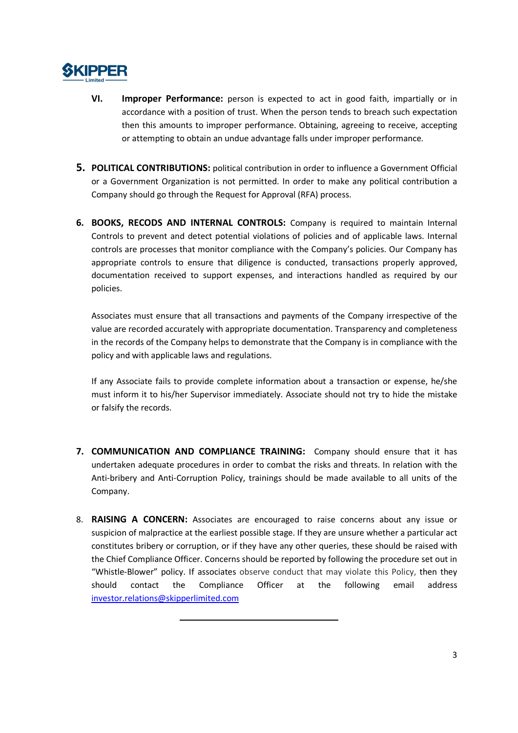VI. **Improper Performance:** person is expected to act in good faith, impartially or in accordance with a position of trust. When the person tends to breach such expectation then this amounts to improper performance. Obtaining, agreeing to receive, accepting or attempting to obtain an undue advantage falls under improper performance.

5. **POLITICAL CONTRIBUTIONS:** political contribution in order to influence a Government Official or a Government Organization is not permitted. In order to make any political contribution a Company should go through the Request for Approval (RFA) process.

6. **BOOKS, RECODS AND INTERNAL CONTROLS:** Company is required to maintain Internal Controls to prevent and detect potential violations of policies and of applicable laws. Internal controls are processes that monitor compliance with the Company's policies. Our Company has appropriate controls to ensure that diligence is conducted, transactions properly approved, documentation received to support expenses, and interactions handled as required by our policies.

   Associates must ensure that all transactions and payments of the Company irrespective of the value are recorded accurately with appropriate documentation. Transparency and completeness in the records of the Company helps to demonstrate that the Company is in compliance with the policy and with applicable laws and regulations.

   If any Associate fails to provide complete information about a transaction or expense, he/she must inform it to his/her Supervisor immediately. Associate should not try to hide the mistake or falsify the records.

7. **COMMUNICATION AND COMPLIANCE TRAINING:** Company should ensure that it has undertaken adequate procedures in order to combat the risks and threats. In relation with the Anti-bribery and Anti-Corruption Policy, trainings should be made available to all units of the Company.

8. **RAISING A CONCERN:** Associates are encouraged to raise concerns about any issue or suspicion of malpractice at the earliest possible stage. If they are unsure whether a particular act constitutes bribery or corruption, or if they have any other queries, these should be raised with the Chief Compliance Officer. Concerns should be reported by following the procedure set out in "Whistle-Blower" policy. If associates observe conduct that may violate this Policy, then they should contact the Compliance Officer at the following email address investor.relations@skipperlimited.com